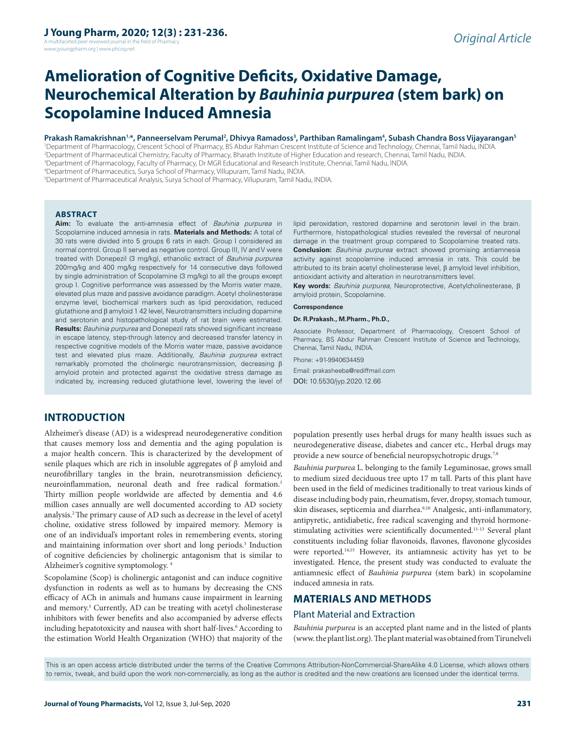Original Article

# Amelioration of Cognitive Deficits, Oxidative Damage, Neurochemical Alteration by *Bauhinia purpurea* (stem bark) on Scopolamine Induced Amnesia

**Prakash Ramakrishnan[1,*], Panneerselvam Perumal[2], Dhivya Ramadoss[3], Parthiban Ramalingam[4], Subash Chandra Boss Vijayarangan[5]**

[1]Department of Pharmacology, Crescent School of Pharmacy, BS Abdur Rahman Crescent Institute of Science and Technology, Chennai, Tamil Nadu, INDIA.
[2]Department of Pharmaceutical Chemistry, Faculty of Pharmacy, Bharath Institute of Higher Education and research, Chennai, Tamil Nadu, INDIA.
[3]Department of Pharmacology, Faculty of Pharmacy, Dr MGR Educational and Research Institute, Chennai, Tamil Nadu, INDIA.
[4]Department of Pharmaceutics, Surya School of Pharmacy, Villupuram, Tamil Nadu, INDIA.
[5]Department of Pharmaceutical Analysis, Surya School of Pharmacy, Villupuram, Tamil Nadu, INDIA.

## ABSTRACT

**Aim:** To evaluate the anti-amnesia effect of *Bauhinia purpurea* in Scopolamine induced amnesia in rats. **Materials and Methods:** A total of 30 rats were divided into 5 groups 6 rats in each. Group I considered as normal control. Group II served as negative control. Group III, IV and V were treated with Donepezil (3 mg/kg), ethanolic extract of *Bauhinia purpurea* 200mg/kg and 400 mg/kg respectively for 14 consecutive days followed by single administration of Scopolamine (3 mg/kg) to all the groups except group I. Cognitive performance was assessed by the Morris water maze, elevated plus maze and passive avoidance paradigm. Acetyl cholinesterase enzyme level, biochemical markers such as lipid peroxidation, reduced glutathione and β amyloid 1 42 level, Neurotransmitters including dopamine and serotonin and histopathological study of rat brain were estimated. **Results:** *Bauhinia purpurea* and Donepezil rats showed significant increase in escape latency, step-through latency and decreased transfer latency in respective cognitive models of the Morris water maze, passive avoidance test and elevated plus maze. Additionally, *Bauhinia purpurea* extract remarkably promoted the cholinergic neurotransmission, decreasing β amyloid protein and protected against the oxidative stress damage as indicated by, increasing reduced glutathione level, lowering the level of lipid peroxidation, restored dopamine and serotonin level in the brain. Furthermore, histopathological studies revealed the reversal of neuronal damage in the treatment group compared to Scopolamine treated rats. **Conclusion:** *Bauhinia purpurea* extract showed promising antiamnesia activity against scopolamine induced amnesia in rats. This could be attributed to its brain acetyl cholinesterase level, β amyloid level inhibition, antioxidant activity and alteration in neurotransmitters level.

**Key words:** *Bauhinia purpurea*, Neuroprotective, Acetylcholinesterase, β amyloid protein, Scopolamine.

**Correspondence**

**Dr. R.Prakash., M.Pharm., Ph.D.,**

Associate Professor, Department of Pharmacology, Crescent School of Pharmacy, BS Abdur Rahman Crescent Institute of Science and Technology, Chennai, Tamil Nadu, INDIA.

Phone: +91-9940634459

Email: prakasheeba@rediffmail.com

DOI: 10.5530/jyp.2020.12.66

## INTRODUCTION

Alzheimer's disease (AD) is a widespread neurodegenerative condition that causes memory loss and dementia and the aging population is a major health concern. This is characterized by the development of senile plaques which are rich in insoluble aggregates of β amyloid and neurofibrillary tangles in the brain, neurotransmission deficiency, neuroinflammation, neuronal death and free radical formation.[1] Thirty million people worldwide are affected by dementia and 4.6 million cases annually are well documented according to AD society analysis.[2] The primary cause of AD such as decrease in the level of acetyl choline, oxidative stress followed by impaired memory. Memory is one of an individual's important roles in remembering events, storing and maintaining information over short and long periods.[3] Induction of cognitive deficiencies by cholinergic antagonism that is similar to Alzheimer's cognitive symptomology. [4]

Scopolamine (Scop) is cholinergic antagonist and can induce cognitive dysfunction in rodents as well as to humans by decreasing the CNS efficacy of ACh in animals and humans cause impairment in learning and memory.[5] Currently, AD can be treating with acetyl cholinesterase inhibitors with fewer benefits and also accompanied by adverse effects including hepatotoxicity and nausea with short half-lives.[6] According to the estimation World Health Organization (WHO) that majority of the population presently uses herbal drugs for many health issues such as neurodegenerative disease, diabetes and cancer etc., Herbal drugs may provide a new source of beneficial neuropsychotropic drugs.[7,8]

*Bauhinia purpurea* L. belonging to the family Leguminosae, grows small to medium sized deciduous tree upto 17 m tall. Parts of this plant have been used in the field of medicines traditionally to treat various kinds of disease including body pain, rheumatism, fever, dropsy, stomach tumour, skin diseases, septicemia and diarrhea.[9,10] Analgesic, anti-inflammatory, antipyretic, antidiabetic, free radical scavenging and thyroid hormone-stimulating activities were scientifically documented.[11-13] Several plant constituents including foliar flavonoids, flavones, flavonone glycosides were reported.[14,15] However, its antiamnesic activity has yet to be investigated. Hence, the present study was conducted to evaluate the antiamnesic effect of *Bauhinia purpurea* (stem bark) in scopolamine induced amnesia in rats.

## MATERIALS AND METHODS

### Plant Material and Extraction

*Bauhinia purpurea* is an accepted plant name and in the listed of plants (www. the plant list.org). The plant material was obtained from Tirunelveli

This is an open access article distributed under the terms of the Creative Commons Attribution-NonCommercial-ShareAlike 4.0 License, which allows others to remix, tweak, and build upon the work non-commercially, as long as the author is credited and the new creations are licensed under the identical terms.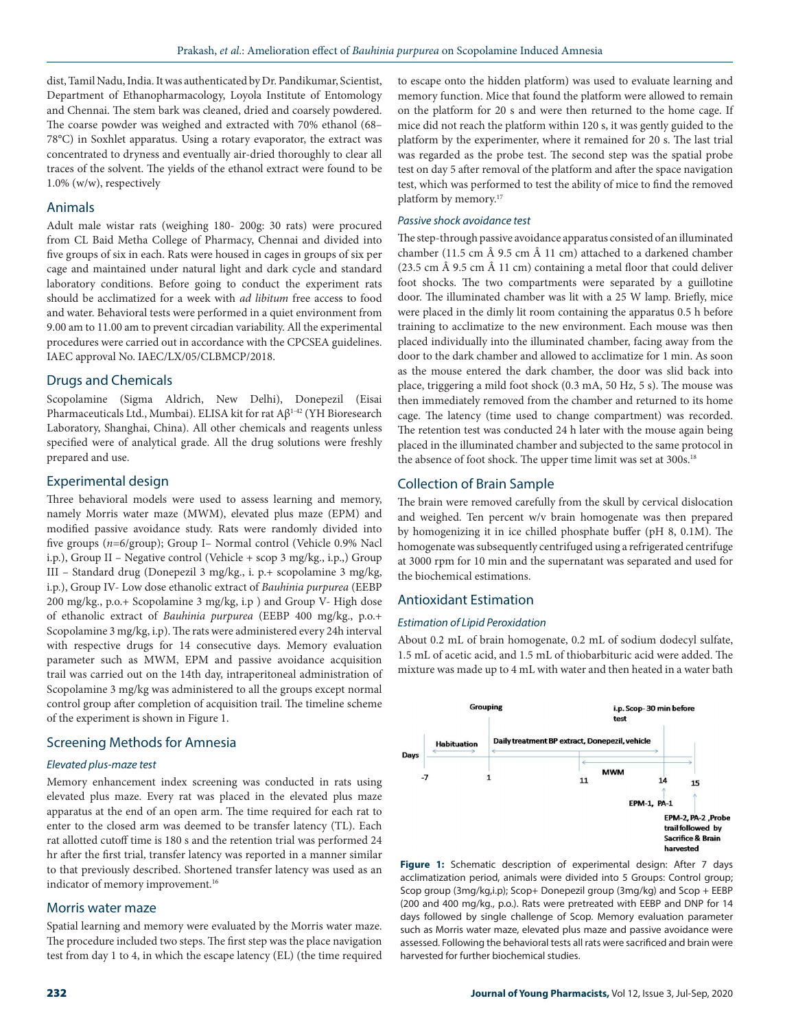dist, Tamil Nadu, India. It was authenticated by Dr. Pandikumar, Scientist, Department of Ethanopharmacology, Loyola Institute of Entomology and Chennai. The stem bark was cleaned, dried and coarsely powdered. The coarse powder was weighed and extracted with 70% ethanol (68–78°C) in Soxhlet apparatus. Using a rotary evaporator, the extract was concentrated to dryness and eventually air-dried thoroughly to clear all traces of the solvent. The yields of the ethanol extract were found to be 1.0% (w/w), respectively

## Animals

Adult male wistar rats (weighing 180- 200g: 30 rats) were procured from CL Baid Metha College of Pharmacy, Chennai and divided into five groups of six in each. Rats were housed in cages in groups of six per cage and maintained under natural light and dark cycle and standard laboratory conditions. Before going to conduct the experiment rats should be acclimatized for a week with *ad libitum* free access to food and water. Behavioral tests were performed in a quiet environment from 9.00 am to 11.00 am to prevent circadian variability. All the experimental procedures were carried out in accordance with the CPCSEA guidelines. IAEC approval No. IAEC/LX/05/CLBMCP/2018.

## Drugs and Chemicals

Scopolamine (Sigma Aldrich, New Delhi), Donepezil (Eisai Pharmaceuticals Ltd., Mumbai). ELISA kit for rat $A\beta^{1-42}$ (YH Bioresearch Laboratory, Shanghai, China). All other chemicals and reagents unless specified were of analytical grade. All the drug solutions were freshly prepared and use.

## Experimental design

Three behavioral models were used to assess learning and memory, namely Morris water maze (MWM), elevated plus maze (EPM) and modified passive avoidance study. Rats were randomly divided into five groups (*n*=6/group); Group I– Normal control (Vehicle 0.9% Nacl i.p.), Group II – Negative control (Vehicle + scop 3 mg/kg., i.p.,) Group III – Standard drug (Donepezil 3 mg/kg., i. p.+ scopolamine 3 mg/kg, i.p.), Group IV- Low dose ethanolic extract of *Bauhinia purpurea* (EEBP 200 mg/kg., p.o.+ Scopolamine 3 mg/kg, i.p ) and Group V- High dose of ethanolic extract of *Bauhinia purpurea* (EEBP 400 mg/kg., p.o.+ Scopolamine 3 mg/kg, i.p). The rats were administered every 24h interval with respective drugs for 14 consecutive days. Memory evaluation parameter such as MWM, EPM and passive avoidance acquisition trail was carried out on the 14th day, intraperitoneal administration of Scopolamine 3 mg/kg was administered to all the groups except normal control group after completion of acquisition trail. The timeline scheme of the experiment is shown in Figure 1.

## Screening Methods for Amnesia

### Elevated plus-maze test

Memory enhancement index screening was conducted in rats using elevated plus maze. Every rat was placed in the elevated plus maze apparatus at the end of an open arm. The time required for each rat to enter to the closed arm was deemed to be transfer latency (TL). Each rat allotted cutoff time is 180 s and the retention trial was performed 24 hr after the first trial, transfer latency was reported in a manner similar to that previously described. Shortened transfer latency was used as an indicator of memory improvement.[16]

## Morris water maze

Spatial learning and memory were evaluated by the Morris water maze. The procedure included two steps. The first step was the place navigation test from day 1 to 4, in which the escape latency (EL) (the time required to escape onto the hidden platform) was used to evaluate learning and memory function. Mice that found the platform were allowed to remain on the platform for 20 s and were then returned to the home cage. If mice did not reach the platform within 120 s, it was gently guided to the platform by the experimenter, where it remained for 20 s. The last trial was regarded as the probe test. The second step was the spatial probe test on day 5 after removal of the platform and after the space navigation test, which was performed to test the ability of mice to find the removed platform by memory.[17]

### Passive shock avoidance test

The step-through passive avoidance apparatus consisted of an illuminated chamber (11.5 cm Â 9.5 cm Â 11 cm) attached to a darkened chamber (23.5 cm Â 9.5 cm Â 11 cm) containing a metal floor that could deliver foot shocks. The two compartments were separated by a guillotine door. The illuminated chamber was lit with a 25 W lamp. Briefly, mice were placed in the dimly lit room containing the apparatus 0.5 h before training to acclimatize to the new environment. Each mouse was then placed individually into the illuminated chamber, facing away from the door to the dark chamber and allowed to acclimatize for 1 min. As soon as the mouse entered the dark chamber, the door was slid back into place, triggering a mild foot shock (0.3 mA, 50 Hz, 5 s). The mouse was then immediately removed from the chamber and returned to its home cage. The latency (time used to change compartment) was recorded. The retention test was conducted 24 h later with the mouse again being placed in the illuminated chamber and subjected to the same protocol in the absence of foot shock. The upper time limit was set at 300s.[18]

## Collection of Brain Sample

The brain were removed carefully from the skull by cervical dislocation and weighed. Ten percent w/v brain homogenate was then prepared by homogenizing it in ice chilled phosphate buffer (pH 8, 0.1M). The homogenate was subsequently centrifuged using a refrigerated centrifuge at 3000 rpm for 10 min and the supernatant was separated and used for the biochemical estimations.

## Antioxidant Estimation

### Estimation of Lipid Peroxidation

About 0.2 mL of brain homogenate, 0.2 mL of sodium dodecyl sulfate, 1.5 mL of acetic acid, and 1.5 mL of thiobarbituric acid were added. The mixture was made up to 4 mL with water and then heated in a water bath

Grouping; i.p. Scop- 30 min before test; Habituation; Daily treatment BP extract, Donepezil, vehicle; Days: -7, 1, 11, 14, 15; MWM; EPM-1, PA-1; EPM-2, PA-2, Probe trail followed by Sacrifice & Brain harvested

**Figure 1:** Schematic description of experimental design: After 7 days acclimatization period, animals were divided into 5 Groups: Control group; Scop group (3mg/kg,i.p); Scop+ Donepezil group (3mg/kg) and Scop + EEBP (200 and 400 mg/kg., p.o.). Rats were pretreated with EEBP and DNP for 14 days followed by single challenge of Scop. Memory evaluation parameter such as Morris water maze, elevated plus maze and passive avoidance were assessed. Following the behavioral tests all rats were sacrificed and brain were harvested for further biochemical studies.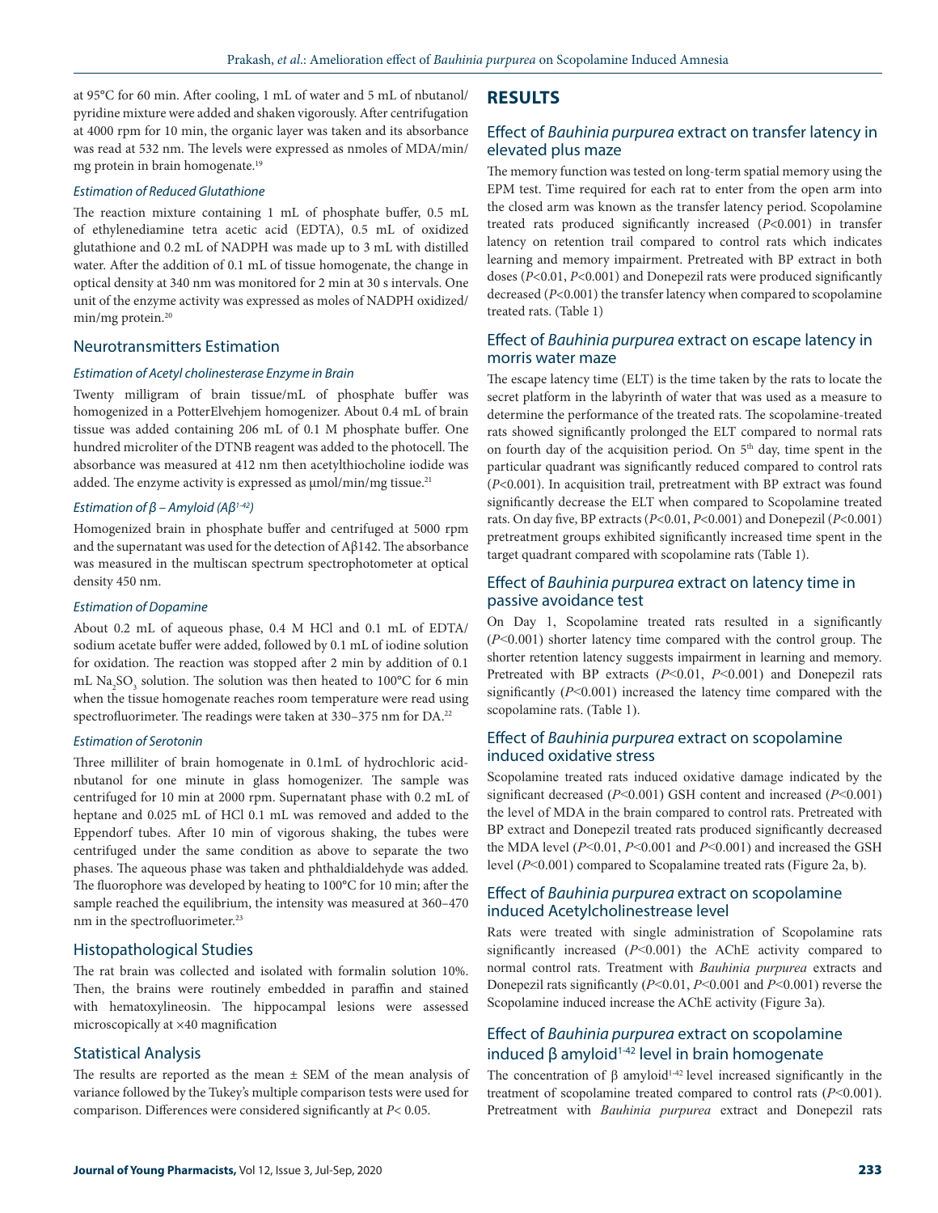at 95°C for 60 min. After cooling, 1 mL of water and 5 mL of nbutanol/pyridine mixture were added and shaken vigorously. After centrifugation at 4000 rpm for 10 min, the organic layer was taken and its absorbance was read at 532 nm. The levels were expressed as nmoles of MDA/min/mg protein in brain homogenate.[19]

#### *Estimation of Reduced Glutathione*

The reaction mixture containing 1 mL of phosphate buffer, 0.5 mL of ethylenediamine tetra acetic acid (EDTA), 0.5 mL of oxidized glutathione and 0.2 mL of NADPH was made up to 3 mL with distilled water. After the addition of 0.1 mL of tissue homogenate, the change in optical density at 340 nm was monitored for 2 min at 30 s intervals. One unit of the enzyme activity was expressed as moles of NADPH oxidized/min/mg protein.[20]

### Neurotransmitters Estimation

#### *Estimation of Acetyl cholinesterase Enzyme in Brain*

Twenty milligram of brain tissue/mL of phosphate buffer was homogenized in a PotterElvehjem homogenizer. About 0.4 mL of brain tissue was added containing 206 mL of 0.1 M phosphate buffer. One hundred microliter of the DTNB reagent was added to the photocell. The absorbance was measured at 412 nm then acetylthiocholine iodide was added. The enzyme activity is expressed as μmol/min/mg tissue.[21]

#### *Estimation of β – Amyloid (Aβ$^{1-42}$)*

Homogenized brain in phosphate buffer and centrifuged at 5000 rpm and the supernatant was used for the detection of Aβ142. The absorbance was measured in the multiscan spectrum spectrophotometer at optical density 450 nm.

#### *Estimation of Dopamine*

About 0.2 mL of aqueous phase, 0.4 M HCl and 0.1 mL of EDTA/sodium acetate buffer were added, followed by 0.1 mL of iodine solution for oxidation. The reaction was stopped after 2 min by addition of 0.1 mL $Na_2SO_3$ solution. The solution was then heated to 100°C for 6 min when the tissue homogenate reaches room temperature were read using spectrofluorimeter. The readings were taken at 330–375 nm for DA.[22]

#### *Estimation of Serotonin*

Three milliliter of brain homogenate in 0.1mL of hydrochloric acid-nbutanol for one minute in glass homogenizer. The sample was centrifuged for 10 min at 2000 rpm. Supernatant phase with 0.2 mL of heptane and 0.025 mL of HCl 0.1 mL was removed and added to the Eppendorf tubes. After 10 min of vigorous shaking, the tubes were centrifuged under the same condition as above to separate the two phases. The aqueous phase was taken and phthaldialdehyde was added. The fluorophore was developed by heating to 100°C for 10 min; after the sample reached the equilibrium, the intensity was measured at 360–470 nm in the spectrofluorimeter.[23]

### Histopathological Studies

The rat brain was collected and isolated with formalin solution 10%. Then, the brains were routinely embedded in paraffin and stained with hematoxylineosin. The hippocampal lesions were assessed microscopically at ×40 magnification

### Statistical Analysis

The results are reported as the mean ± SEM of the mean analysis of variance followed by the Tukey's multiple comparison tests were used for comparison. Differences were considered significantly at $P< 0.05$.

## RESULTS

### Effect of *Bauhinia purpurea* extract on transfer latency in elevated plus maze

The memory function was tested on long-term spatial memory using the EPM test. Time required for each rat to enter from the open arm into the closed arm was known as the transfer latency period. Scopolamine treated rats produced significantly increased ($P<0.001$) in transfer latency on retention trail compared to control rats which indicates learning and memory impairment. Pretreated with BP extract in both doses ($P<0.01$, $P<0.001$) and Donepezil rats were produced significantly decreased ($P<0.001$) the transfer latency when compared to scopolamine treated rats. (Table 1)

### Effect of *Bauhinia purpurea* extract on escape latency in morris water maze

The escape latency time (ELT) is the time taken by the rats to locate the secret platform in the labyrinth of water that was used as a measure to determine the performance of the treated rats. The scopolamine-treated rats showed significantly prolonged the ELT compared to normal rats on fourth day of the acquisition period. On 5th day, time spent in the particular quadrant was significantly reduced compared to control rats ($P<0.001$). In acquisition trail, pretreatment with BP extract was found significantly decrease the ELT when compared to Scopolamine treated rats. On day five, BP extracts ($P<0.01$, $P<0.001$) and Donepezil ($P<0.001$) pretreatment groups exhibited significantly increased time spent in the target quadrant compared with scopolamine rats (Table 1).

### Effect of *Bauhinia purpurea* extract on latency time in passive avoidance test

On Day 1, Scopolamine treated rats resulted in a significantly ($P<0.001$) shorter latency time compared with the control group. The shorter retention latency suggests impairment in learning and memory. Pretreated with BP extracts ($P<0.01$, $P<0.001$) and Donepezil rats significantly ($P<0.001$) increased the latency time compared with the scopolamine rats. (Table 1).

### Effect of *Bauhinia purpurea* extract on scopolamine induced oxidative stress

Scopolamine treated rats induced oxidative damage indicated by the significant decreased ($P<0.001$) GSH content and increased ($P<0.001$) the level of MDA in the brain compared to control rats. Pretreated with BP extract and Donepezil treated rats produced significantly decreased the MDA level ($P<0.01$, $P<0.001$ and $P<0.001$) and increased the GSH level ($P<0.001$) compared to Scopalamine treated rats (Figure 2a, b).

### Effect of *Bauhinia purpurea* extract on scopolamine induced Acetylcholinestrease level

Rats were treated with single administration of Scopolamine rats significantly increased ($P<0.001$) the AChE activity compared to normal control rats. Treatment with *Bauhinia purpurea* extracts and Donepezil rats significantly ($P<0.01$, $P<0.001$ and $P<0.001$) reverse the Scopolamine induced increase the AChE activity (Figure 3a).

### Effect of *Bauhinia purpurea* extract on scopolamine induced β amyloid$^{1-42}$ level in brain homogenate

The concentration of β amyloid$^{1-42}$ level increased significantly in the treatment of scopolamine treated compared to control rats ($P<0.001$). Pretreatment with *Bauhinia purpurea* extract and Donepezil rats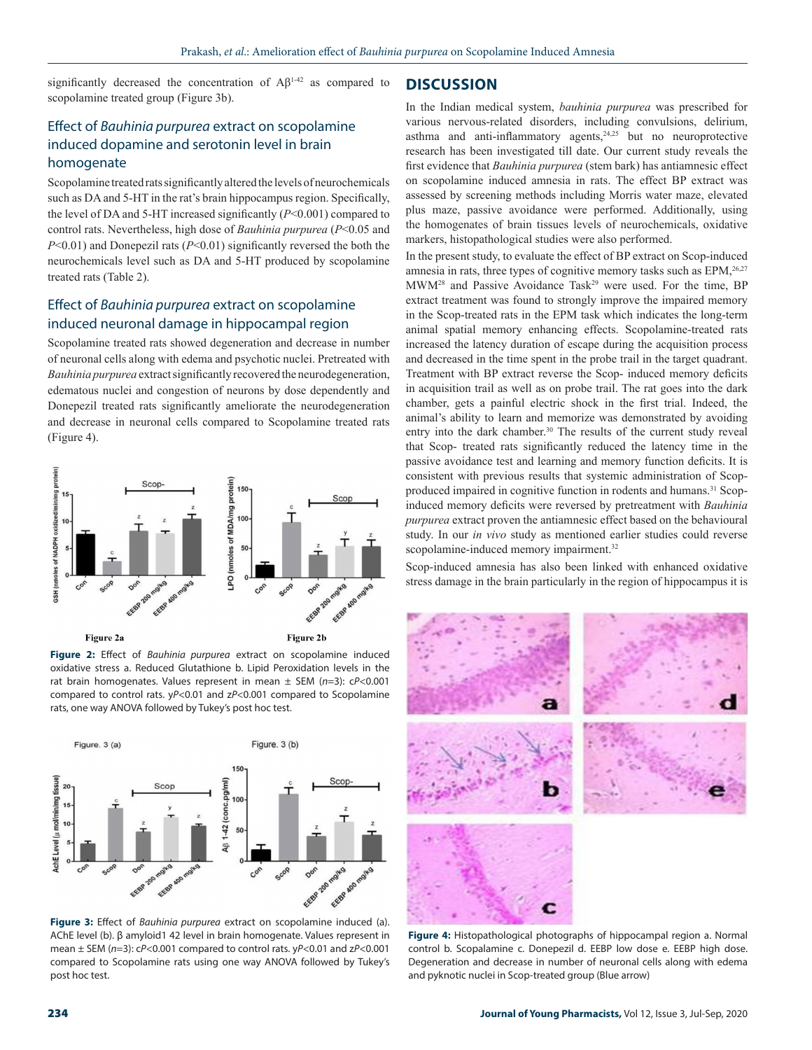significantly decreased the concentration of $A\beta^{1-42}$ as compared to scopolamine treated group (Figure 3b).

### Effect of *Bauhinia purpurea* extract on scopolamine induced dopamine and serotonin level in brain homogenate

Scopolamine treated rats significantly altered the levels of neurochemicals such as DA and 5-HT in the rat's brain hippocampus region. Specifically, the level of DA and 5-HT increased significantly ($P<0.001$) compared to control rats. Nevertheless, high dose of *Bauhinia purpurea* ($P<0.05$ and $P<0.01$) and Donepezil rats ($P<0.01$) significantly reversed the both the neurochemicals level such as DA and 5-HT produced by scopolamine treated rats (Table 2).

### Effect of *Bauhinia purpurea* extract on scopolamine induced neuronal damage in hippocampal region

Scopolamine treated rats showed degeneration and decrease in number of neuronal cells along with edema and psychotic nuclei. Pretreated with *Bauhinia purpurea* extract significantly recovered the neurodegeneration, edematous nuclei and congestion of neurons by dose dependently and Donepezil treated rats significantly ameliorate the neurodegeneration and decrease in neuronal cells compared to Scopolamine treated rats (Figure 4).

Figure 2a Figure 2b

**Figure 2:** Effect of *Bauhinia purpurea* extract on scopolamine induced oxidative stress a. Reduced Glutathione b. Lipid Peroxidation levels in the rat brain homogenates. Values represent in mean ± SEM ($n$=3): c$P<0.001$ compared to control rats. y$P<0.01$ and z$P<0.001$ compared to Scopolamine rats, one way ANOVA followed by Tukey's post hoc test.

**Figure 3:** Effect of *Bauhinia purpurea* extract on scopolamine induced (a). AChE level (b). β amyloid1 42 level in brain homogenate. Values represent in mean ± SEM ($n$=3): c$P<0.001$ compared to control rats. y$P<0.01$ and z$P<0.001$ compared to Scopolamine rats using one way ANOVA followed by Tukey's post hoc test.

## DISCUSSION

In the Indian medical system, *bauhinia purpurea* was prescribed for various nervous-related disorders, including convulsions, delirium, asthma and anti-inflammatory agents,[24,25] but no neuroprotective research has been investigated till date. Our current study reveals the first evidence that *Bauhinia purpurea* (stem bark) has antiamnesic effect on scopolamine induced amnesia in rats. The effect BP extract was assessed by screening methods including Morris water maze, elevated plus maze, passive avoidance were performed. Additionally, using the homogenates of brain tissues levels of neurochemicals, oxidative markers, histopathological studies were also performed.

In the present study, to evaluate the effect of BP extract on Scop-induced amnesia in rats, three types of cognitive memory tasks such as EPM,[26,27] MWM[28] and Passive Avoidance Task[29] were used. For the time, BP extract treatment was found to strongly improve the impaired memory in the Scop-treated rats in the EPM task which indicates the long-term animal spatial memory enhancing effects. Scopolamine-treated rats increased the latency duration of escape during the acquisition process and decreased in the time spent in the probe trail in the target quadrant. Treatment with BP extract reverse the Scop- induced memory deficits in acquisition trail as well as on probe trail. The rat goes into the dark chamber, gets a painful electric shock in the first trial. Indeed, the animal's ability to learn and memorize was demonstrated by avoiding entry into the dark chamber.[30] The results of the current study reveal that Scop- treated rats significantly reduced the latency time in the passive avoidance test and learning and memory function deficits. It is consistent with previous results that systemic administration of Scop-produced impaired in cognitive function in rodents and humans.[31] Scop-induced memory deficits were reversed by pretreatment with *Bauhinia purpurea* extract proven the antiamnesic effect based on the behavioural study. In our *in vivo* study as mentioned earlier studies could reverse scopolamine-induced memory impairment.[32]

Scop-induced amnesia has also been linked with enhanced oxidative stress damage in the brain particularly in the region of hippocampus it is

**Figure 4:** Histopathological photographs of hippocampal region a. Normal control b. Scopalamine c. Donepezil d. EEBP low dose e. EEBP high dose. Degeneration and decrease in number of neuronal cells along with edema and pyknotic nuclei in Scop-treated group (Blue arrow)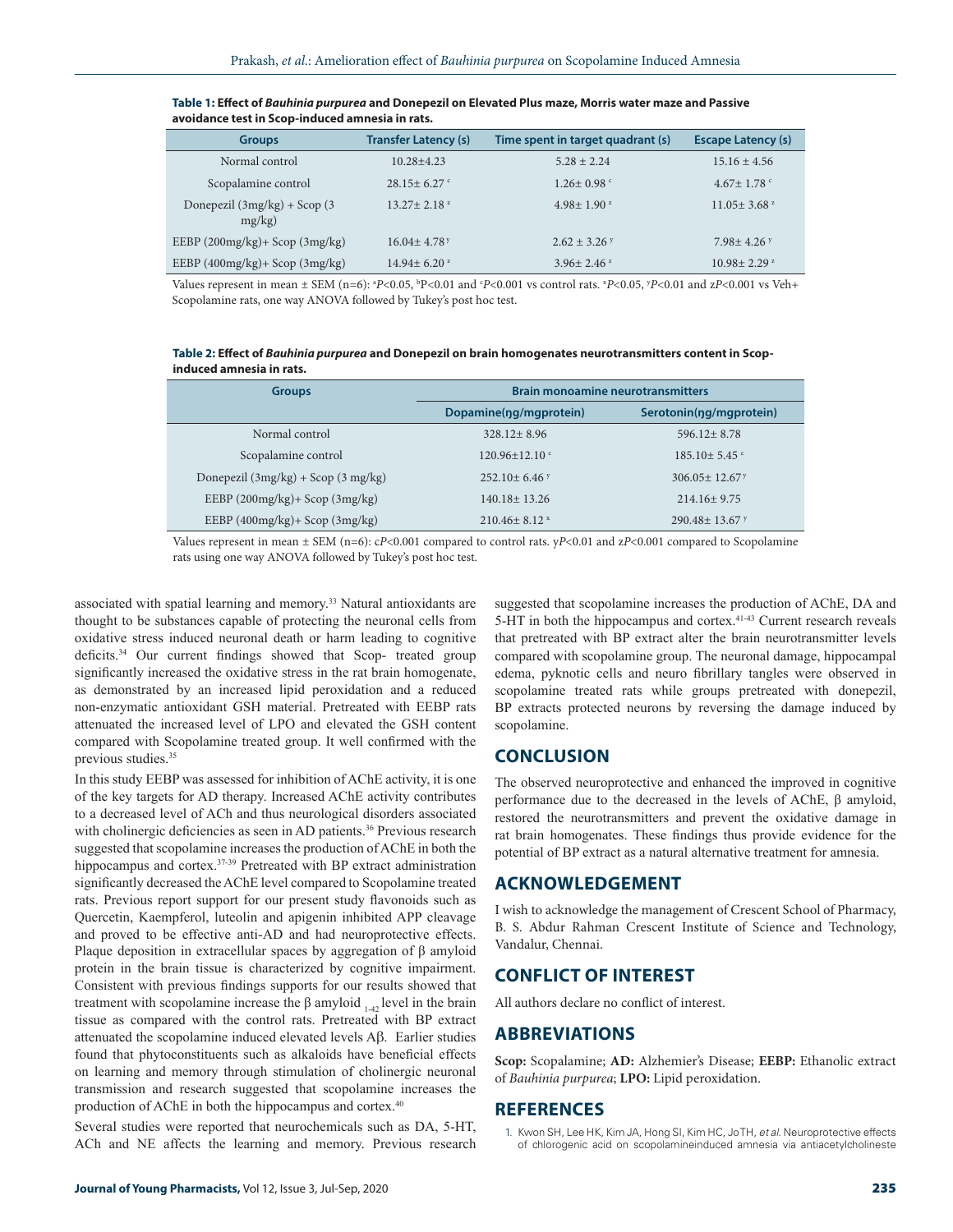**Table 1: Effect of *Bauhinia purpurea* and Donepezil on Elevated Plus maze, Morris water maze and Passive avoidance test in Scop-induced amnesia in rats.**

| Groups | Transfer Latency (s) | Time spent in target quadrant (s) | Escape Latency (s) |
|---|---|---|---|
| Normal control | 10.28±4.23 | 5.28 ± 2.24 | 15.16 ± 4.56 |
| Scopalamine control | 28.15± 6.27 [c] | 1.26± 0.98 [c] | 4.67± 1.78 [c] |
| Donepezil (3mg/kg) + Scop (3 mg/kg) | 13.27± 2.18 [z] | 4.98± 1.90 [z] | 11.05± 3.68 [z] |
| EEBP (200mg/kg)+ Scop (3mg/kg) | 16.04± 4.78 [y] | 2.62 ± 3.26 [y] | 7.98± 4.26 [y] |
| EEBP (400mg/kg)+ Scop (3mg/kg) | 14.94± 6.20 [z] | 3.96± 2.46 [z] | 10.98± 2.29 [z] |

Values represent in mean ± SEM (n=6): [a]*P*<0.05, [b]P<0.01 and [c]*P*<0.001 vs control rats. [x]*P*<0.05, [y]*P*<0.01 and z*P*<0.001 vs Veh+ Scopolamine rats, one way ANOVA followed by Tukey's post hoc test.

**Table 2: Effect of *Bauhinia purpurea* and Donepezil on brain homogenates neurotransmitters content in Scop-induced amnesia in rats.**

| Groups | Brain monoamine neurotransmitters | |
|---|---|---|
| | Dopamine(ŋg/mgprotein) | Serotonin(ŋg/mgprotein) |
| Normal control | 328.12± 8.96 | 596.12± 8.78 |
| Scopalamine control | 120.96±12.10 [c] | 185.10± 5.45 [c] |
| Donepezil (3mg/kg) + Scop (3 mg/kg) | 252.10± 6.46 [y] | 306.05± 12.67 [y] |
| EEBP (200mg/kg)+ Scop (3mg/kg) | 140.18± 13.26 | 214.16± 9.75 |
| EEBP (400mg/kg)+ Scop (3mg/kg) | 210.46± 8.12 [z] | 290.48± 13.67 [y] |

Values represent in mean ± SEM (n=6): c*P*<0.001 compared to control rats. y*P*<0.01 and z*P*<0.001 compared to Scopolamine rats using one way ANOVA followed by Tukey's post hoc test.

associated with spatial learning and memory.[33] Natural antioxidants are thought to be substances capable of protecting the neuronal cells from oxidative stress induced neuronal death or harm leading to cognitive deficits.[34] Our current findings showed that Scop- treated group significantly increased the oxidative stress in the rat brain homogenate, as demonstrated by an increased lipid peroxidation and a reduced non-enzymatic antioxidant GSH material. Pretreated with EEBP rats attenuated the increased level of LPO and elevated the GSH content compared with Scopolamine treated group. It well confirmed with the previous studies.[35]

In this study EEBP was assessed for inhibition of AChE activity, it is one of the key targets for AD therapy. Increased AChE activity contributes to a decreased level of ACh and thus neurological disorders associated with cholinergic deficiencies as seen in AD patients.[36] Previous research suggested that scopolamine increases the production of AChE in both the hippocampus and cortex.[37-39] Pretreated with BP extract administration significantly decreased the AChE level compared to Scopolamine treated rats. Previous report support for our present study flavonoids such as Quercetin, Kaempferol, luteolin and apigenin inhibited APP cleavage and proved to be effective anti-AD and had neuroprotective effects. Plaque deposition in extracellular spaces by aggregation of β amyloid protein in the brain tissue is characterized by cognitive impairment. Consistent with previous findings supports for our results showed that treatment with scopolamine increase the β amyloid $_{1-42}$ level in the brain tissue as compared with the control rats. Pretreated with BP extract attenuated the scopolamine induced elevated levels Aβ. Earlier studies found that phytoconstituents such as alkaloids have beneficial effects on learning and memory through stimulation of cholinergic neuronal transmission and research suggested that scopolamine increases the production of AChE in both the hippocampus and cortex.[40]

Several studies were reported that neurochemicals such as DA, 5-HT, ACh and NE affects the learning and memory. Previous research suggested that scopolamine increases the production of AChE, DA and 5-HT in both the hippocampus and cortex.[41-43] Current research reveals that pretreated with BP extract alter the brain neurotransmitter levels compared with scopolamine group. The neuronal damage, hippocampal edema, pyknotic cells and neuro fibrillary tangles were observed in scopolamine treated rats while groups pretreated with donepezil, BP extracts protected neurons by reversing the damage induced by scopolamine.

## CONCLUSION

The observed neuroprotective and enhanced the improved in cognitive performance due to the decreased in the levels of AChE, β amyloid, restored the neurotransmitters and prevent the oxidative damage in rat brain homogenates. These findings thus provide evidence for the potential of BP extract as a natural alternative treatment for amnesia.

## ACKNOWLEDGEMENT

I wish to acknowledge the management of Crescent School of Pharmacy, B. S. Abdur Rahman Crescent Institute of Science and Technology, Vandalur, Chennai.

## CONFLICT OF INTEREST

All authors declare no conflict of interest.

## ABBREVIATIONS

**Scop:** Scopalamine; **AD:** Alzhemier's Disease; **EEBP:** Ethanolic extract of *Bauhinia purpurea*; **LPO:** Lipid peroxidation.

## REFERENCES

1. Kwon SH, Lee HK, Kim JA, Hong SI, Kim HC, JoTH, *et al.* Neuroprotective effects of chlorogenic acid on scopolamineinduced amnesia via antiacetylcholineste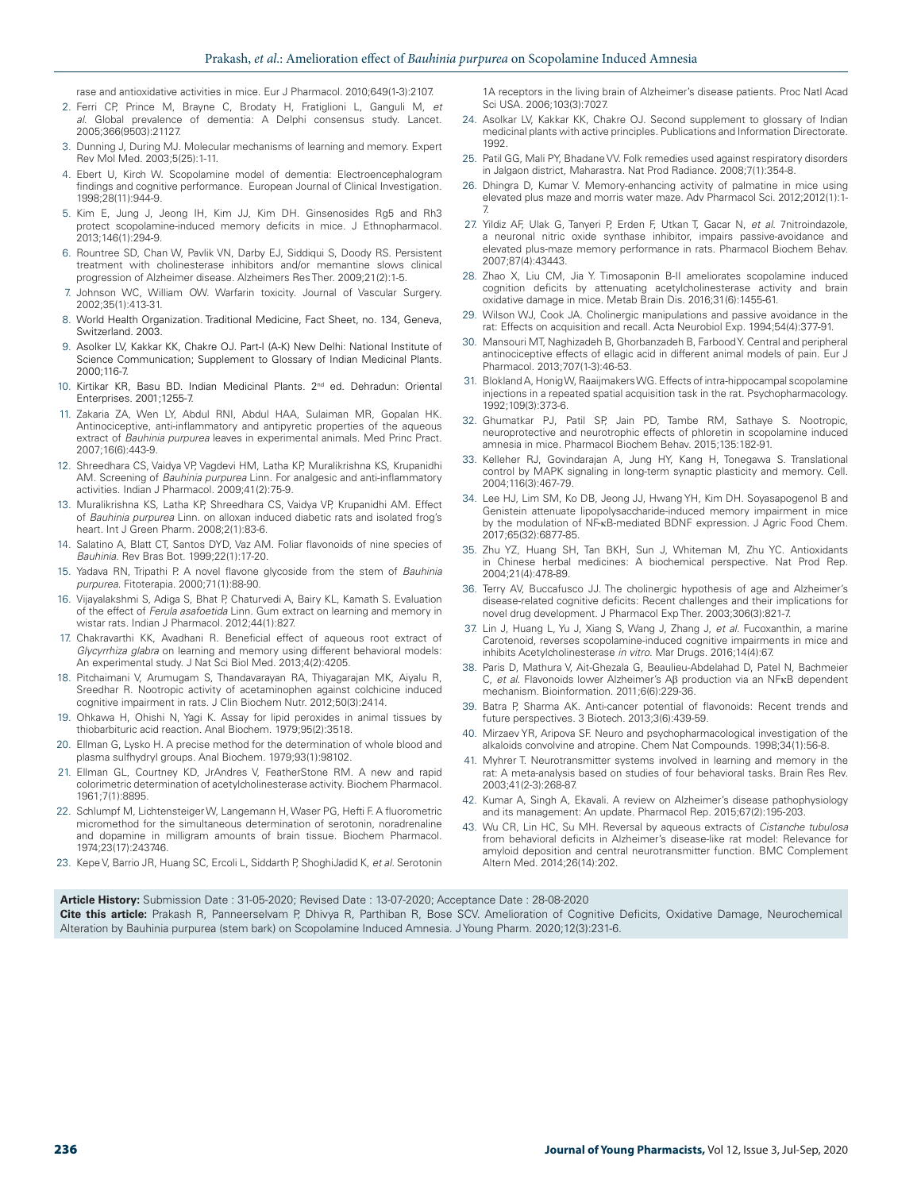rase and antioxidative activities in mice. Eur J Pharmacol. 2010;649(1-3):2107.

2. Ferri CP, Prince M, Brayne C, Brodaty H, Fratiglioni L, Ganguli M, *et al.* Global prevalence of dementia: A Delphi consensus study. Lancet. 2005;366(9503):21127.
3. Dunning J, During MJ. Molecular mechanisms of learning and memory. Expert Rev Mol Med. 2003;5(25):1-11.
4. Ebert U, Kirch W. Scopolamine model of dementia: Electroencephalogram findings and cognitive performance. European Journal of Clinical Investigation. 1998;28(11):944-9.
5. Kim E, Jung J, Jeong IH, Kim JJ, Kim DH. Ginsenosides Rg5 and Rh3 protect scopolamine-induced memory deficits in mice. J Ethnopharmacol. 2013;146(1):294-9.
6. Rountree SD, Chan W, Pavlik VN, Darby EJ, Siddiqui S, Doody RS. Persistent treatment with cholinesterase inhibitors and/or memantine slows clinical progression of Alzheimer disease. Alzheimers Res Ther. 2009;21(2):1-5.
7. Johnson WC, William OW. Warfarin toxicity. Journal of Vascular Surgery. 2002;35(1):413-31.
8. World Health Organization. Traditional Medicine, Fact Sheet, no. 134, Geneva, Switzerland. 2003.
9. Asolker LV, Kakkar KK, Chakre OJ. Part-I (A-K) New Delhi: National Institute of Science Communication; Supplement to Glossary of Indian Medicinal Plants. 2000;116-7.
10. Kirtikar KR, Basu BD. Indian Medicinal Plants. 2nd ed. Dehradun: Oriental Enterprises. 2001;1255-7.
11. Zakaria ZA, Wen LY, Abdul RNI, Abdul HAA, Sulaiman MR, Gopalan HK. Antinociceptive, anti-inflammatory and antipyretic properties of the aqueous extract of *Bauhinia purpurea* leaves in experimental animals. Med Princ Pract. 2007;16(6):443-9.
12. Shreedhara CS, Vaidya VP, Vagdevi HM, Latha KP, Muralikrishna KS, Krupanidhi AM. Screening of *Bauhinia purpurea* Linn. For analgesic and anti-inflammatory activities. Indian J Pharmacol. 2009;41(2):75-9.
13. Muralikrishna KS, Latha KP, Shreedhara CS, Vaidya VP, Krupanidhi AM. Effect of *Bauhinia purpurea* Linn. on alloxan induced diabetic rats and isolated frog's heart. Int J Green Pharm. 2008;2(1):83-6.
14. Salatino A, Blatt CT, Santos DYD, Vaz AM. Foliar flavonoids of nine species of *Bauhinia*. Rev Bras Bot. 1999;22(1):17-20.
15. Yadava RN, Tripathi P. A novel flavone glycoside from the stem of *Bauhinia purpurea*. Fitoterapia. 2000;71(1):88-90.
16. Vijayalakshmi S, Adiga S, Bhat P, Chaturvedi A, Bairy KL, Kamath S. Evaluation of the effect of *Ferula asafoetida* Linn. Gum extract on learning and memory in wistar rats. Indian J Pharmacol. 2012;44(1):827.
17. Chakravarthi KK, Avadhani R. Beneficial effect of aqueous root extract of *Glycyrrhiza glabra* on learning and memory using different behavioral models: An experimental study. J Nat Sci Biol Med. 2013;4(2):4205.
18. Pitchaimani V, Arumugam S, Thandavarayan RA, Thiyagarajan MK, Aiyalu R, Sreedhar R. Nootropic activity of acetaminophen against colchicine induced cognitive impairment in rats. J Clin Biochem Nutr. 2012;50(3):2414.
19. Ohkawa H, Ohishi N, Yagi K. Assay for lipid peroxides in animal tissues by thiobarbituric acid reaction. Anal Biochem. 1979;95(2):3518.
20. Ellman G, Lysko H. A precise method for the determination of whole blood and plasma sulfhydryl groups. Anal Biochem. 1979;93(1):98102.
21. Ellman GL, Courtney KD, JrAndres V, FeatherStone RM. A new and rapid colorimetric determination of acetylcholinesterase activity. Biochem Pharmacol. 1961;7(1):8895.
22. Schlumpf M, Lichtensteiger W, Langemann H, Waser PG, Hefti F. A fluorometric micromethod for the simultaneous determination of serotonin, noradrenaline and dopamine in milligram amounts of brain tissue. Biochem Pharmacol. 1974;23(17):243746.
23. Kepe V, Barrio JR, Huang SC, Ercoli L, Siddarth P, ShoghiJadid K, *et al.* Serotonin 1A receptors in the living brain of Alzheimer's disease patients. Proc Natl Acad Sci USA. 2006;103(3):7027.
24. Asolkar LV, Kakkar KK, Chakre OJ. Second supplement to glossary of Indian medicinal plants with active principles. Publications and Information Directorate. 1992.
25. Patil GG, Mali PY, Bhadane VV. Folk remedies used against respiratory disorders in Jalgaon district, Maharastra. Nat Prod Radiance. 2008;7(1):354-8.
26. Dhingra D, Kumar V. Memory-enhancing activity of palmatine in mice using elevated plus maze and morris water maze. Adv Pharmacol Sci. 2012;2012(1):1-7.
27. Yildiz AF, Ulak G, Tanyeri P, Erden F, Utkan T, Gacar N, *et al.* 7nitroindazole, a neuronal nitric oxide synthase inhibitor, impairs passive-avoidance and elevated plus-maze memory performance in rats. Pharmacol Biochem Behav. 2007;87(4):43443.
28. Zhao X, Liu CM, Jia Y. Timosaponin B-II ameliorates scopolamine induced cognition deficits by attenuating acetylcholinesterase activity and brain oxidative damage in mice. Metab Brain Dis. 2016;31(6):1455-61.
29. Wilson WJ, Cook JA. Cholinergic manipulations and passive avoidance in the rat: Effects on acquisition and recall. Acta Neurobiol Exp. 1994;54(4):377-91.
30. Mansouri MT, Naghizadeh B, Ghorbanzadeh B, Farbood Y. Central and peripheral antinociceptive effects of ellagic acid in different animal models of pain. Eur J Pharmacol. 2013;707(1-3):46-53.
31. Blokland A, Honig W, Raaijmakers WG. Effects of intra-hippocampal scopolamine injections in a repeated spatial acquisition task in the rat. Psychopharmacology. 1992;109(3):373-6.
32. Ghumatkar PJ, Patil SP, Jain PD, Tambe RM, Sathaye S. Nootropic, neuroprotective and neurotrophic effects of phloretin in scopolamine induced amnesia in mice. Pharmacol Biochem Behav. 2015;135:182-91.
33. Kelleher RJ, Govindarajan A, Jung HY, Kang H, Tonegawa S. Translational control by MAPK signaling in long-term synaptic plasticity and memory. Cell. 2004;116(3):467-79.
34. Lee HJ, Lim SM, Ko DB, Jeong JJ, Hwang YH, Kim DH. Soyasapogenol B and Genistein attenuate lipopolysaccharide-induced memory impairment in mice by the modulation of NF-κB-mediated BDNF expression. J Agric Food Chem. 2017;65(32):6877-85.
35. Zhu YZ, Huang SH, Tan BKH, Sun J, Whiteman M, Zhu YC. Antioxidants in Chinese herbal medicines: A biochemical perspective. Nat Prod Rep. 2004;21(4):478-89.
36. Terry AV, Buccafusco JJ. The cholinergic hypothesis of age and Alzheimer's disease-related cognitive deficits: Recent challenges and their implications for novel drug development. J Pharmacol Exp Ther. 2003;306(3):821-7.
37. Lin J, Huang L, Yu J, Xiang S, Wang J, Zhang J, *et al.* Fucoxanthin, a marine Carotenoid, reverses scopolamine-induced cognitive impairments in mice and inhibits Acetylcholinesterase *in vitro*. Mar Drugs. 2016;14(4):67.
38. Paris D, Mathura V, Ait-Ghezala G, Beaulieu-Abdelahad D, Patel N, Bachmeier C, *et al.* Flavonoids lower Alzheimer's Aβ production via an NFκB dependent mechanism. Bioinformation. 2011;6(6):229-36.
39. Batra P, Sharma AK. Anti-cancer potential of flavonoids: Recent trends and future perspectives. 3 Biotech. 2013;3(6):439-59.
40. Mirzaev YR, Aripova SF. Neuro and psychopharmacological investigation of the alkaloids convolvine and atropine. Chem Nat Compounds. 1998;34(1):56-8.
41. Myhrer T. Neurotransmitter systems involved in learning and memory in the rat: A meta-analysis based on studies of four behavioral tasks. Brain Res Rev. 2003;41(2-3):268-87.
42. Kumar A, Singh A, Ekavali. A review on Alzheimer's disease pathophysiology and its management: An update. Pharmacol Rep. 2015;67(2):195-203.
43. Wu CR, Lin HC, Su MH. Reversal by aqueous extracts of *Cistanche tubulosa* from behavioral deficits in Alzheimer's disease-like rat model: Relevance for amyloid deposition and central neurotransmitter function. BMC Complement Altern Med. 2014;26(14):202.

**Article History:** Submission Date : 31-05-2020; Revised Date : 13-07-2020; Acceptance Date : 28-08-2020

**Cite this article:** Prakash R, Panneerselvam P, Dhivya R, Parthiban R, Bose SCV. Amelioration of Cognitive Deficits, Oxidative Damage, Neurochemical Alteration by Bauhinia purpurea (stem bark) on Scopolamine Induced Amnesia. J Young Pharm. 2020;12(3):231-6.